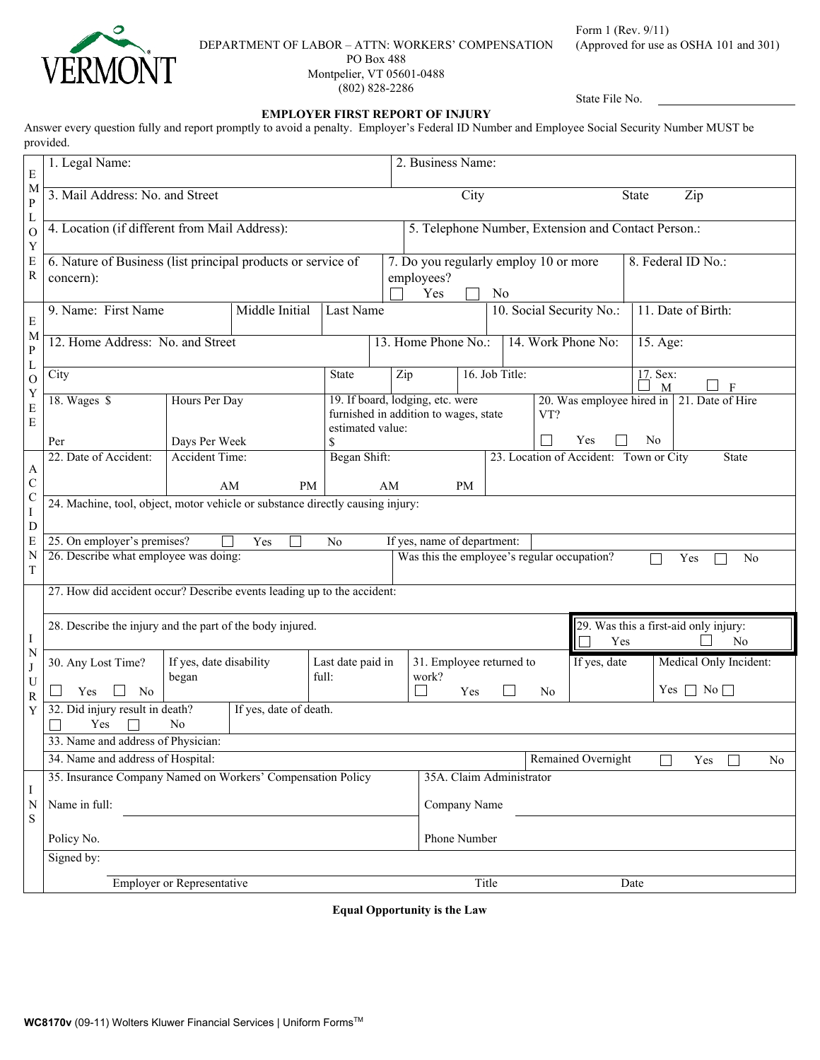DEPARTMENT OF LABOR – ATTN: WORKERS' COMPENSATION
PO Box 488
Montpelier, VT 05601-0488
(802) 828-2286

Form 1 (Rev. 9/11)
(Approved for use as OSHA 101 and 301)

State File No. ____________________

# EMPLOYER FIRST REPORT OF INJURY

Answer every question fully and report promptly to avoid a penalty. Employer's Federal ID Number and Employee Social Security Number MUST be provided.

## EMPLOYER

| | | |
|---|---|---|
| 1. Legal Name: | 2. Business Name: | |
| 3. Mail Address: No. and Street | City | State Zip |
| 4. Location (if different from Mail Address): | 5. Telephone Number, Extension and Contact Person.: | |
| 6. Nature of Business (list principal products or service of concern): | 7. Do you regularly employ 10 or more employees? ☐ Yes ☐ No | 8. Federal ID No.: |

## EMPLOYEE

| | | | | |
|---|---|---|---|---|
| 9. Name: First Name | Middle Initial | Last Name | 10. Social Security No.: | 11. Date of Birth: |
| 12. Home Address: No. and Street | | 13. Home Phone No.: | 14. Work Phone No: | 15. Age: |
| City | State | Zip | 16. Job Title: | 17. Sex: ☐ M ☐ F |
| 18. Wages $ Per | Hours Per Day Days Per Week | 19. If board, lodging, etc. were furnished in addition to wages, state estimated value: $ | 20. Was employee hired in VT? ☐ Yes ☐ No | 21. Date of Hire |

## ACCIDENT

| | | | |
|---|---|---|---|
| 22. Date of Accident: | Accident Time: AM PM | Began Shift: AM PM | 23. Location of Accident: Town or City State |

24. Machine, tool, object, motor vehicle or substance directly causing injury:

25. On employer's premises? ☐ Yes ☐ No If yes, name of department:

26. Describe what employee was doing: | Was this the employee's regular occupation? ☐ Yes ☐ No

## INJURY

27. How did accident occur? Describe events leading up to the accident:

28. Describe the injury and the part of the body injured. | 29. Was this a first-aid only injury: ☐ Yes ☐ No

| | | | | | |
|---|---|---|---|---|---|
| 30. Any Lost Time? ☐ Yes ☐ No | If yes, date disability began | Last date paid in full: | 31. Employee returned to work? ☐ Yes ☐ No | If yes, date | Medical Only Incident: Yes ☐ No ☐ |

32. Did injury result in death? ☐ Yes ☐ No | If yes, date of death.

33. Name and address of Physician:

34. Name and address of Hospital: | Remained Overnight ☐ Yes ☐ No

## INS

| | |
|---|---|
| 35. Insurance Company Named on Workers' Compensation Policy | 35A. Claim Administrator |
| Name in full: | Company Name |
| Policy No. | Phone Number |

Signed by:

Employer or Representative ____________________ Title ____________________ Date ____________________

**Equal Opportunity is the Law**

**WC8170v** (09-11) Wolters Kluwer Financial Services | Uniform Forms™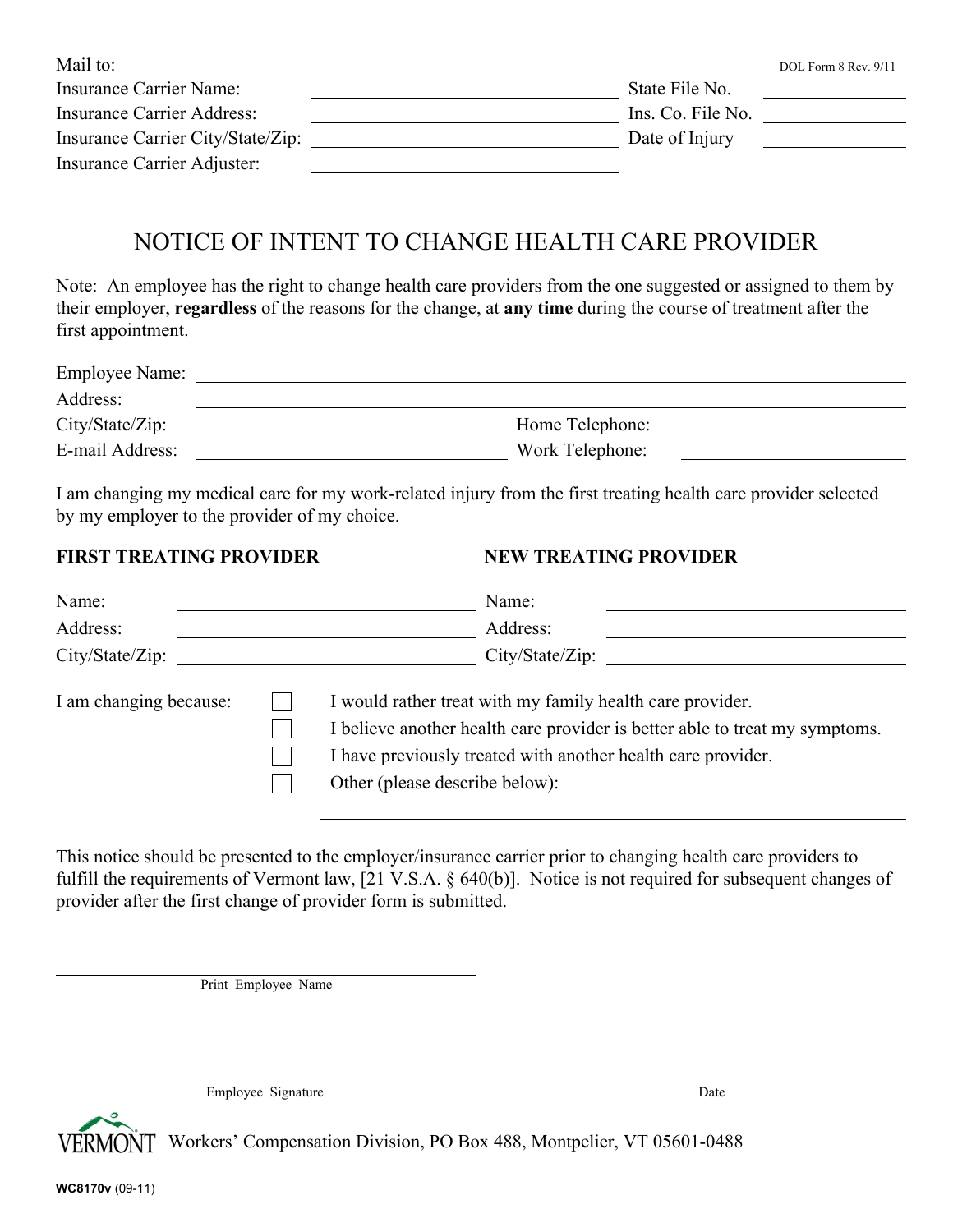Mail to: DOL Form 8 Rev. 9/11

| | | | |
|---|---|---|---|
| Insurance Carrier Name: | \_\_\_\_\_\_\_\_\_\_\_\_\_\_\_\_\_\_\_\_ | State File No. | \_\_\_\_\_\_\_\_\_\_ |
| Insurance Carrier Address: | \_\_\_\_\_\_\_\_\_\_\_\_\_\_\_\_\_\_\_\_ | Ins. Co. File No. | \_\_\_\_\_\_\_\_\_\_ |
| Insurance Carrier City/State/Zip: | \_\_\_\_\_\_\_\_\_\_\_\_\_\_\_\_\_\_\_\_ | Date of Injury | \_\_\_\_\_\_\_\_\_\_ |
| Insurance Carrier Adjuster: | \_\_\_\_\_\_\_\_\_\_\_\_\_\_\_\_\_\_\_\_ | | |

# NOTICE OF INTENT TO CHANGE HEALTH CARE PROVIDER

Note: An employee has the right to change health care providers from the one suggested or assigned to them by their employer, **regardless** of the reasons for the change, at **any time** during the course of treatment after the first appointment.

| | | | |
|---|---|---|---|
| Employee Name: | \_\_\_\_\_\_\_\_\_\_\_\_\_\_\_\_\_\_\_\_ | | |
| Address: | \_\_\_\_\_\_\_\_\_\_\_\_\_\_\_\_\_\_\_\_ | | |
| City/State/Zip: | \_\_\_\_\_\_\_\_\_\_\_\_\_\_\_\_\_\_\_\_ | Home Telephone: | \_\_\_\_\_\_\_\_\_\_ |
| E-mail Address: | \_\_\_\_\_\_\_\_\_\_\_\_\_\_\_\_\_\_\_\_ | Work Telephone: | \_\_\_\_\_\_\_\_\_\_ |

I am changing my medical care for my work-related injury from the first treating health care provider selected by my employer to the provider of my choice.

| **FIRST TREATING PROVIDER** | | **NEW TREATING PROVIDER** | |
|---|---|---|---|
| Name: | \_\_\_\_\_\_\_\_\_\_\_\_\_\_\_\_\_\_\_\_ | Name: | \_\_\_\_\_\_\_\_\_\_\_\_\_\_\_\_\_\_\_\_ |
| Address: | \_\_\_\_\_\_\_\_\_\_\_\_\_\_\_\_\_\_\_\_ | Address: | \_\_\_\_\_\_\_\_\_\_\_\_\_\_\_\_\_\_\_\_ |
| City/State/Zip: | \_\_\_\_\_\_\_\_\_\_\_\_\_\_\_\_\_\_\_\_ | City/State/Zip: | \_\_\_\_\_\_\_\_\_\_\_\_\_\_\_\_\_\_\_\_ |

I am changing because:

- ☐ I would rather treat with my family health care provider.
- ☐ I believe another health care provider is better able to treat my symptoms.
- ☐ I have previously treated with another health care provider.
- ☐ Other (please describe below):

\_\_\_\_\_\_\_\_\_\_\_\_\_\_\_\_\_\_\_\_\_\_\_\_\_\_\_\_\_\_\_\_\_\_\_\_\_\_\_\_

This notice should be presented to the employer/insurance carrier prior to changing health care providers to fulfill the requirements of Vermont law, [21 V.S.A. § 640(b)]. Notice is not required for subsequent changes of provider after the first change of provider form is submitted.

\_\_\_\_\_\_\_\_\_\_\_\_\_\_\_\_\_\_\_\_\_\_\_\_\_\_\_\_\_\_\_\_\_\_\_\_\_\_\_\_
Print Employee Name

\_\_\_\_\_\_\_\_\_\_\_\_\_\_\_\_\_\_\_\_\_\_\_\_\_\_\_\_\_\_\_\_\_\_\_\_\_\_\_\_ \_\_\_\_\_\_\_\_\_\_\_\_\_\_\_\_\_\_\_\_\_\_\_\_\_\_\_\_\_\_\_\_\_\_\_\_\_\_\_\_
Employee Signature Date

VERMONT Workers' Compensation Division, PO Box 488, Montpelier, VT 05601-0488

**WC8170v** (09-11)